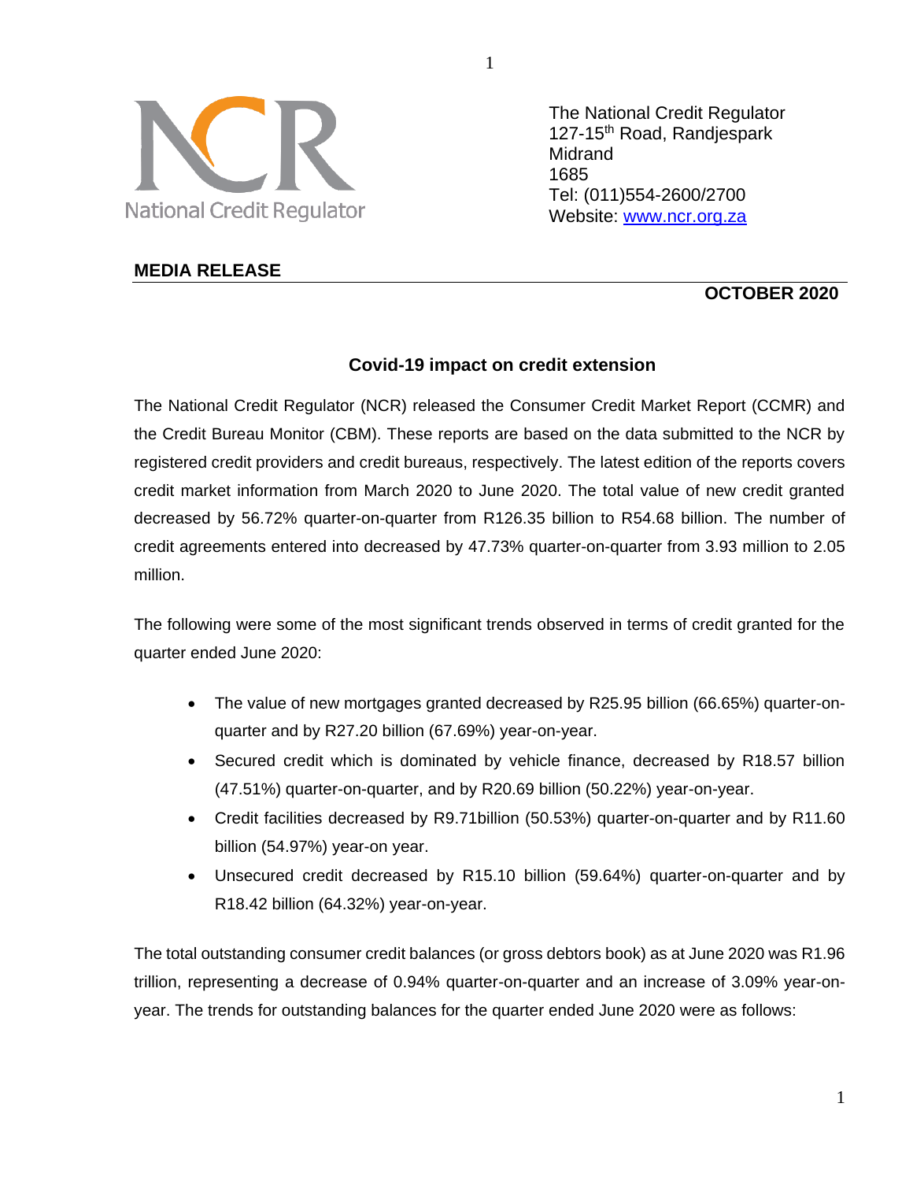National Credit Regulator

The National Credit Regulator
127-15th Road, Randjespark
Midrand
1685
Tel: (011)554-2600/2700
Website: www.ncr.org.za

**MEDIA RELEASE**

**OCTOBER 2020**

## Covid-19 impact on credit extension

The National Credit Regulator (NCR) released the Consumer Credit Market Report (CCMR) and the Credit Bureau Monitor (CBM). These reports are based on the data submitted to the NCR by registered credit providers and credit bureaus, respectively. The latest edition of the reports covers credit market information from March 2020 to June 2020. The total value of new credit granted decreased by 56.72% quarter-on-quarter from R126.35 billion to R54.68 billion. The number of credit agreements entered into decreased by 47.73% quarter-on-quarter from 3.93 million to 2.05 million.

The following were some of the most significant trends observed in terms of credit granted for the quarter ended June 2020:

- The value of new mortgages granted decreased by R25.95 billion (66.65%) quarter-on-quarter and by R27.20 billion (67.69%) year-on-year.
- Secured credit which is dominated by vehicle finance, decreased by R18.57 billion (47.51%) quarter-on-quarter, and by R20.69 billion (50.22%) year-on-year.
- Credit facilities decreased by R9.71billion (50.53%) quarter-on-quarter and by R11.60 billion (54.97%) year-on year.
- Unsecured credit decreased by R15.10 billion (59.64%) quarter-on-quarter and by R18.42 billion (64.32%) year-on-year.

The total outstanding consumer credit balances (or gross debtors book) as at June 2020 was R1.96 trillion, representing a decrease of 0.94% quarter-on-quarter and an increase of 3.09% year-on-year. The trends for outstanding balances for the quarter ended June 2020 were as follows: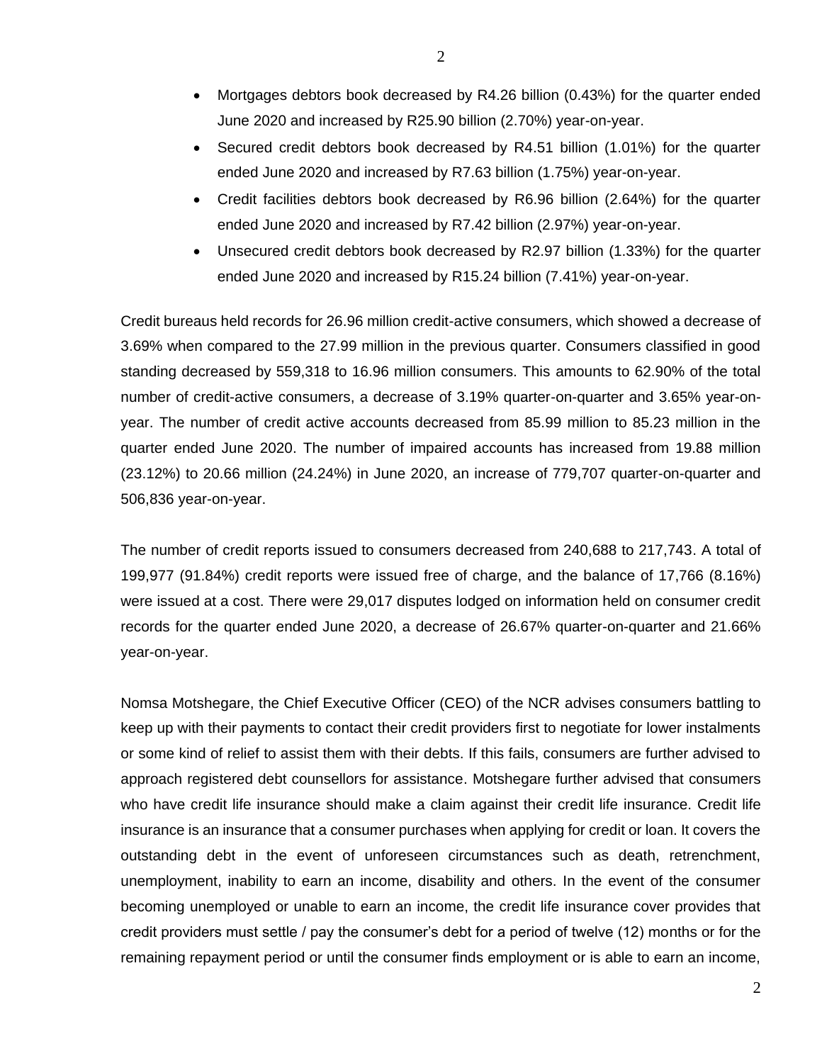- Mortgages debtors book decreased by R4.26 billion (0.43%) for the quarter ended June 2020 and increased by R25.90 billion (2.70%) year-on-year.
- Secured credit debtors book decreased by R4.51 billion (1.01%) for the quarter ended June 2020 and increased by R7.63 billion (1.75%) year-on-year.
- Credit facilities debtors book decreased by R6.96 billion (2.64%) for the quarter ended June 2020 and increased by R7.42 billion (2.97%) year-on-year.
- Unsecured credit debtors book decreased by R2.97 billion (1.33%) for the quarter ended June 2020 and increased by R15.24 billion (7.41%) year-on-year.

Credit bureaus held records for 26.96 million credit-active consumers, which showed a decrease of 3.69% when compared to the 27.99 million in the previous quarter. Consumers classified in good standing decreased by 559,318 to 16.96 million consumers. This amounts to 62.90% of the total number of credit-active consumers, a decrease of 3.19% quarter-on-quarter and 3.65% year-on-year. The number of credit active accounts decreased from 85.99 million to 85.23 million in the quarter ended June 2020. The number of impaired accounts has increased from 19.88 million (23.12%) to 20.66 million (24.24%) in June 2020, an increase of 779,707 quarter-on-quarter and 506,836 year-on-year.

The number of credit reports issued to consumers decreased from 240,688 to 217,743. A total of 199,977 (91.84%) credit reports were issued free of charge, and the balance of 17,766 (8.16%) were issued at a cost. There were 29,017 disputes lodged on information held on consumer credit records for the quarter ended June 2020, a decrease of 26.67% quarter-on-quarter and 21.66% year-on-year.

Nomsa Motshegare, the Chief Executive Officer (CEO) of the NCR advises consumers battling to keep up with their payments to contact their credit providers first to negotiate for lower instalments or some kind of relief to assist them with their debts. If this fails, consumers are further advised to approach registered debt counsellors for assistance. Motshegare further advised that consumers who have credit life insurance should make a claim against their credit life insurance. Credit life insurance is an insurance that a consumer purchases when applying for credit or loan. It covers the outstanding debt in the event of unforeseen circumstances such as death, retrenchment, unemployment, inability to earn an income, disability and others. In the event of the consumer becoming unemployed or unable to earn an income, the credit life insurance cover provides that credit providers must settle / pay the consumer's debt for a period of twelve (12) months or for the remaining repayment period or until the consumer finds employment or is able to earn an income,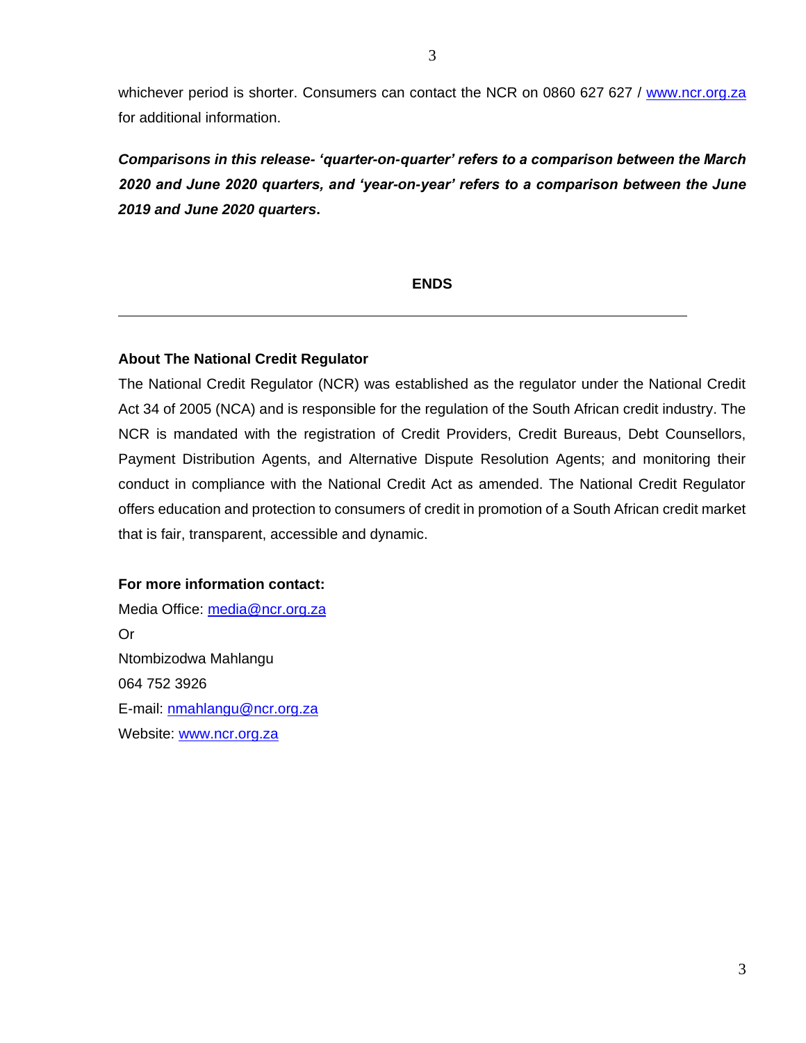whichever period is shorter. Consumers can contact the NCR on 0860 627 627 / www.ncr.org.za for additional information.

***Comparisons in this release- 'quarter-on-quarter' refers to a comparison between the March 2020 and June 2020 quarters, and 'year-on-year' refers to a comparison between the June 2019 and June 2020 quarters*.**

**ENDS**

---

**About The National Credit Regulator**

The National Credit Regulator (NCR) was established as the regulator under the National Credit Act 34 of 2005 (NCA) and is responsible for the regulation of the South African credit industry. The NCR is mandated with the registration of Credit Providers, Credit Bureaus, Debt Counsellors, Payment Distribution Agents, and Alternative Dispute Resolution Agents; and monitoring their conduct in compliance with the National Credit Act as amended. The National Credit Regulator offers education and protection to consumers of credit in promotion of a South African credit market that is fair, transparent, accessible and dynamic.

**For more information contact:**

Media Office: media@ncr.org.za
Or
Ntombizodwa Mahlangu
064 752 3926
E-mail: nmahlangu@ncr.org.za
Website: www.ncr.org.za